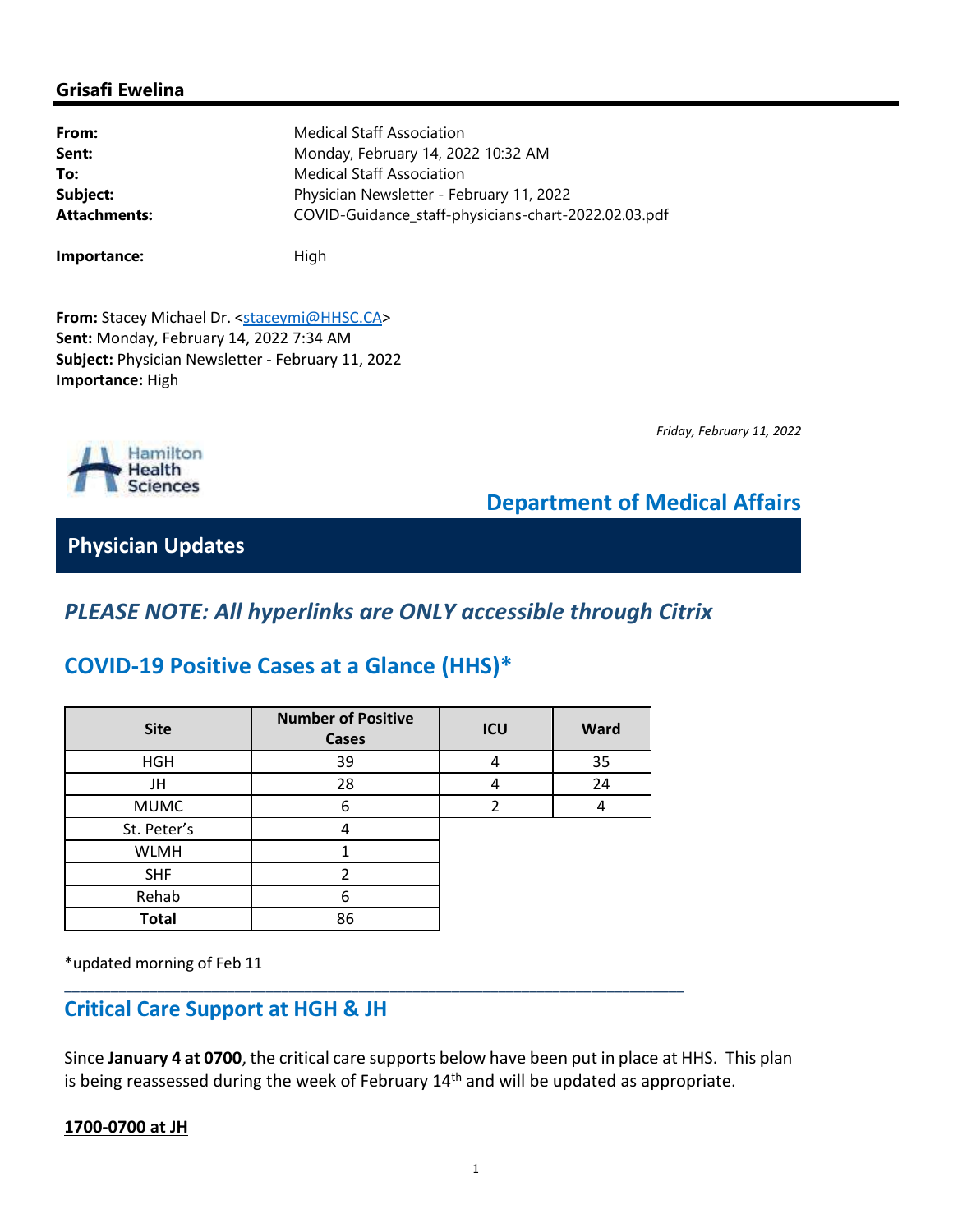## Grisafi Ewelina

**From:** Medical Staff Association
**Sent:** Monday, February 14, 2022 10:32 AM
**To:** Medical Staff Association
**Subject:** Physician Newsletter - February 11, 2022
**Attachments:** COVID-Guidance_staff-physicians-chart-2022.02.03.pdf

**Importance:** High

**From:** Stacey Michael Dr. <staceymi@HHSC.CA>
**Sent:** Monday, February 14, 2022 7:34 AM
**Subject:** Physician Newsletter - February 11, 2022
**Importance:** High

*Friday, February 11, 2022*

Hamilton Health Sciences

## Department of Medical Affairs

## Physician Updates

### *PLEASE NOTE: All hyperlinks are ONLY accessible through Citrix*

### COVID-19 Positive Cases at a Glance (HHS)*

| Site | Number of Positive Cases | ICU | Ward |
|---|---|---|---|
| HGH | 39 | 4 | 35 |
| JH | 28 | 4 | 24 |
| MUMC | 6 | 2 | 4 |
| St. Peter's | 4 | | |
| WLMH | 1 | | |
| SHF | 2 | | |
| Rehab | 6 | | |
| **Total** | 86 | | |

*updated morning of Feb 11

---

### Critical Care Support at HGH & JH

Since **January 4 at 0700**, the critical care supports below have been put in place at HHS. This plan is being reassessed during the week of February 14th and will be updated as appropriate.

**1700-0700 at JH**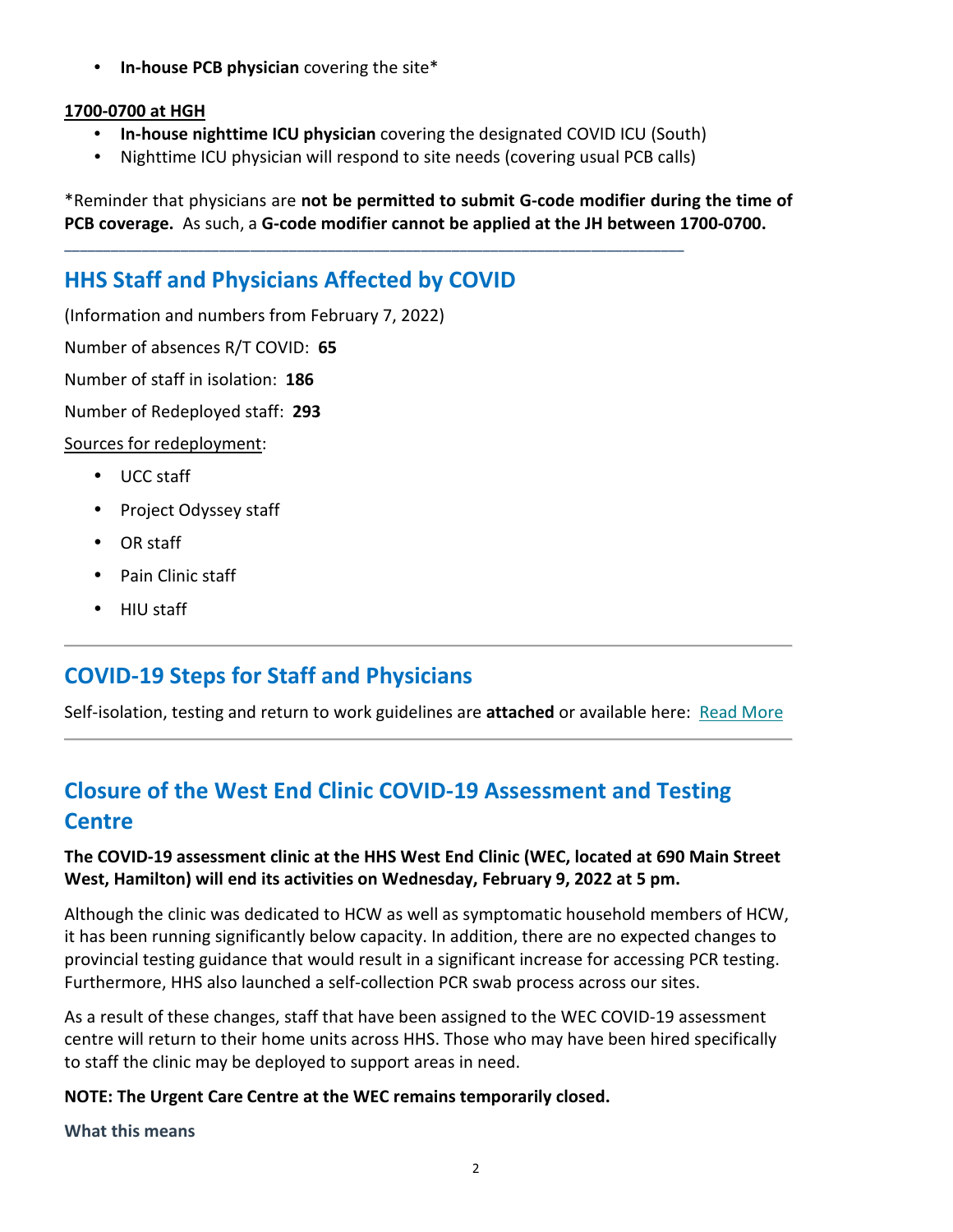- **In-house PCB physician** covering the site*

**1700-0700 at HGH**

- **In-house nighttime ICU physician** covering the designated COVID ICU (South)
- Nighttime ICU physician will respond to site needs (covering usual PCB calls)

*Reminder that physicians are **not be permitted to submit G-code modifier during the time of PCB coverage.** As such, a **G-code modifier cannot be applied at the JH between 1700-0700.**

---

## HHS Staff and Physicians Affected by COVID

(Information and numbers from February 7, 2022)

Number of absences R/T COVID: **65**

Number of staff in isolation: **186**

Number of Redeployed staff: **293**

Sources for redeployment:

- UCC staff
- Project Odyssey staff
- OR staff
- Pain Clinic staff
- HIU staff

---

## COVID-19 Steps for Staff and Physicians

Self-isolation, testing and return to work guidelines are **attached** or available here: Read More

---

## Closure of the West End Clinic COVID-19 Assessment and Testing Centre

**The COVID-19 assessment clinic at the HHS West End Clinic (WEC, located at 690 Main Street West, Hamilton) will end its activities on Wednesday, February 9, 2022 at 5 pm.**

Although the clinic was dedicated to HCW as well as symptomatic household members of HCW, it has been running significantly below capacity. In addition, there are no expected changes to provincial testing guidance that would result in a significant increase for accessing PCR testing. Furthermore, HHS also launched a self-collection PCR swab process across our sites.

As a result of these changes, staff that have been assigned to the WEC COVID-19 assessment centre will return to their home units across HHS. Those who may have been hired specifically to staff the clinic may be deployed to support areas in need.

**NOTE: The Urgent Care Centre at the WEC remains temporarily closed.**

**What this means**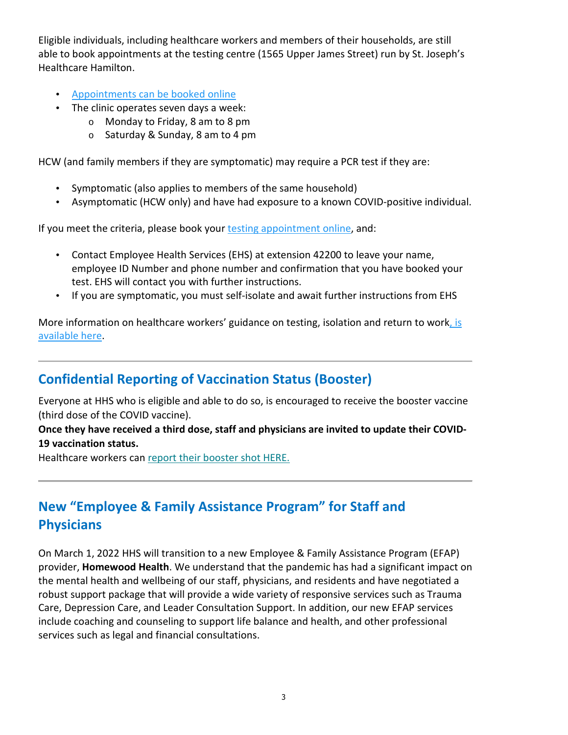Eligible individuals, including healthcare workers and members of their households, are still able to book appointments at the testing centre (1565 Upper James Street) run by St. Joseph's Healthcare Hamilton.

- Appointments can be booked online
- The clinic operates seven days a week:
  - Monday to Friday, 8 am to 8 pm
  - Saturday & Sunday, 8 am to 4 pm

HCW (and family members if they are symptomatic) may require a PCR test if they are:

- Symptomatic (also applies to members of the same household)
- Asymptomatic (HCW only) and have had exposure to a known COVID-positive individual.

If you meet the criteria, please book your testing appointment online, and:

- Contact Employee Health Services (EHS) at extension 42200 to leave your name, employee ID Number and phone number and confirmation that you have booked your test. EHS will contact you with further instructions.
- If you are symptomatic, you must self-isolate and await further instructions from EHS

More information on healthcare workers' guidance on testing, isolation and return to work, is available here.

---

## Confidential Reporting of Vaccination Status (Booster)

Everyone at HHS who is eligible and able to do so, is encouraged to receive the booster vaccine (third dose of the COVID vaccine).

**Once they have received a third dose, staff and physicians are invited to update their COVID-19 vaccination status.**

Healthcare workers can report their booster shot HERE.

---

## New "Employee & Family Assistance Program" for Staff and Physicians

On March 1, 2022 HHS will transition to a new Employee & Family Assistance Program (EFAP) provider, **Homewood Health**. We understand that the pandemic has had a significant impact on the mental health and wellbeing of our staff, physicians, and residents and have negotiated a robust support package that will provide a wide variety of responsive services such as Trauma Care, Depression Care, and Leader Consultation Support. In addition, our new EFAP services include coaching and counseling to support life balance and health, and other professional services such as legal and financial consultations.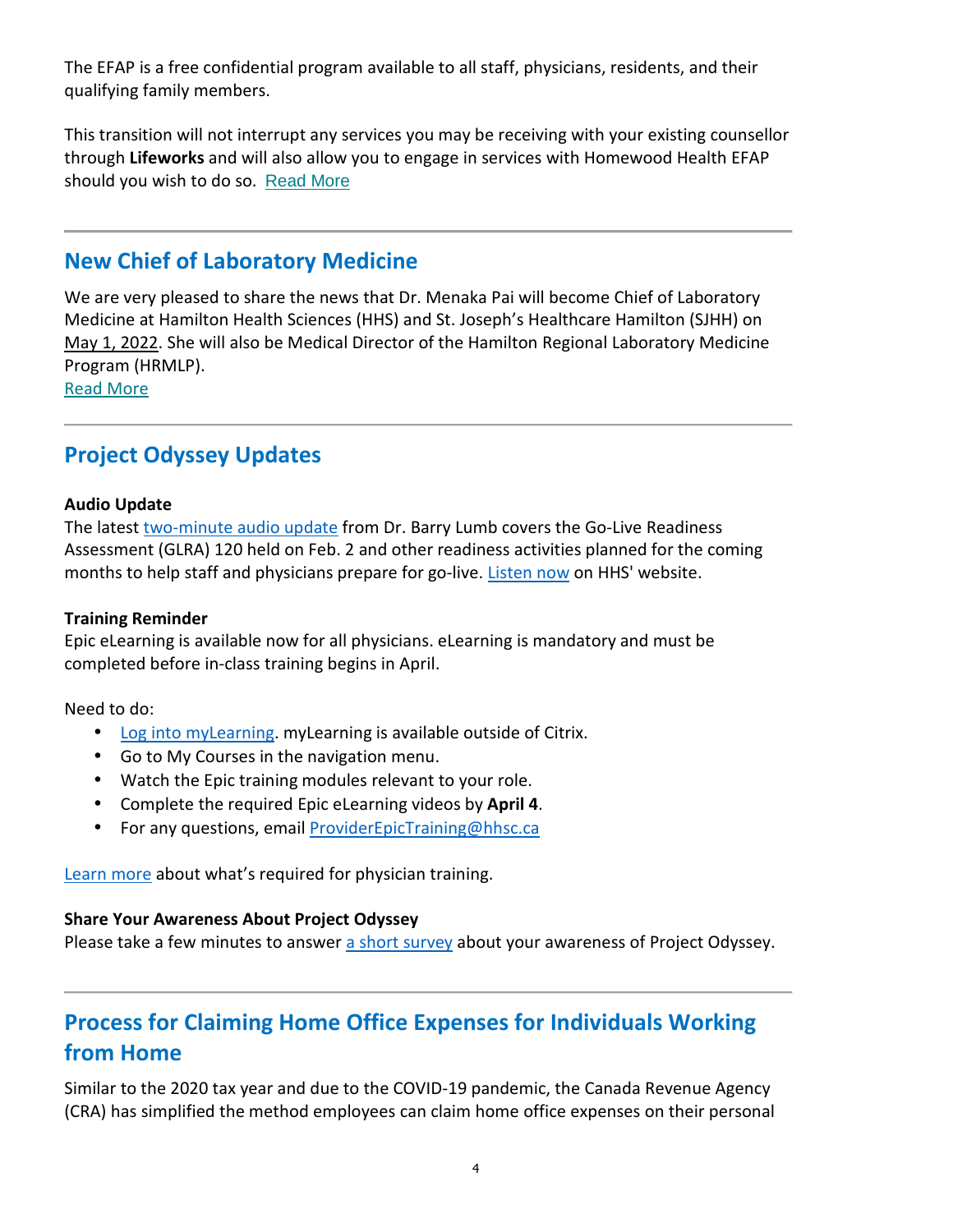The EFAP is a free confidential program available to all staff, physicians, residents, and their qualifying family members.

This transition will not interrupt any services you may be receiving with your existing counsellor through **Lifeworks** and will also allow you to engage in services with Homewood Health EFAP should you wish to do so. Read More

---

## New Chief of Laboratory Medicine

We are very pleased to share the news that Dr. Menaka Pai will become Chief of Laboratory Medicine at Hamilton Health Sciences (HHS) and St. Joseph's Healthcare Hamilton (SJHH) on May 1, 2022. She will also be Medical Director of the Hamilton Regional Laboratory Medicine Program (HRMLP).
Read More

---

## Project Odyssey Updates

**Audio Update**
The latest two-minute audio update from Dr. Barry Lumb covers the Go-Live Readiness Assessment (GLRA) 120 held on Feb. 2 and other readiness activities planned for the coming months to help staff and physicians prepare for go-live. Listen now on HHS' website.

**Training Reminder**
Epic eLearning is available now for all physicians. eLearning is mandatory and must be completed before in-class training begins in April.

Need to do:

- Log into myLearning. myLearning is available outside of Citrix.
- Go to My Courses in the navigation menu.
- Watch the Epic training modules relevant to your role.
- Complete the required Epic eLearning videos by **April 4**.
- For any questions, email ProviderEpicTraining@hhsc.ca

Learn more about what's required for physician training.

**Share Your Awareness About Project Odyssey**
Please take a few minutes to answer a short survey about your awareness of Project Odyssey.

---

## Process for Claiming Home Office Expenses for Individuals Working from Home

Similar to the 2020 tax year and due to the COVID-19 pandemic, the Canada Revenue Agency (CRA) has simplified the method employees can claim home office expenses on their personal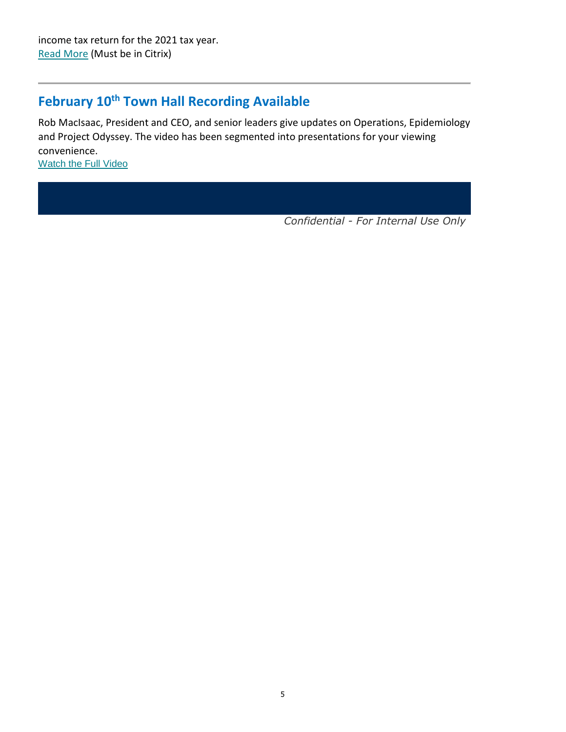income tax return for the 2021 tax year.
Read More (Must be in Citrix)

---

## February 10th Town Hall Recording Available

Rob MacIsaac, President and CEO, and senior leaders give updates on Operations, Epidemiology and Project Odyssey. The video has been segmented into presentations for your viewing convenience.
Watch the Full Video

*Confidential - For Internal Use Only*